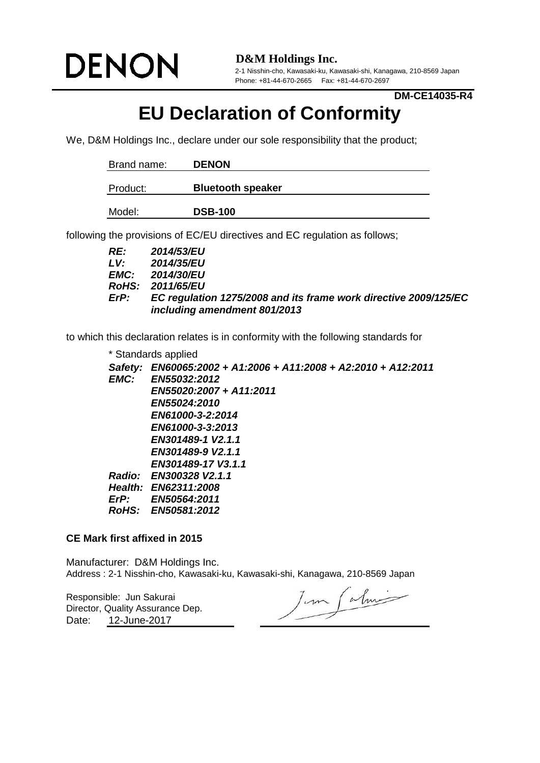DENON

**D&M Holdings Inc.**

2-1 Nisshin-cho, Kawasaki-ku, Kawasaki-shi, Kanagawa, 210-8569 Japan
Phone: +81-44-670-2665 Fax: +81-44-670-2697

**DM-CE14035-R4**

# EU Declaration of Conformity

We, D&M Holdings Inc., declare under our sole responsibility that the product;

| | |
|---|---|
| Brand name: | **DENON** |
| Product: | **Bluetooth speaker** |
| Model: | **DSB-100** |

following the provisions of EC/EU directives and EC regulation as follows;

***RE:*** ***2014/53/EU***
***LV:*** ***2014/35/EU***
***EMC:*** ***2014/30/EU***
***RoHS:*** ***2011/65/EU***
***ErP:*** ***EC regulation 1275/2008 and its frame work directive 2009/125/EC including amendment 801/2013***

to which this declaration relates is in conformity with the following standards for

\* Standards applied

***Safety:*** ***EN60065:2002 + A1:2006 + A11:2008 + A2:2010 + A12:2011***
***EMC:*** ***EN55032:2012***
***EN55020:2007 + A11:2011***
***EN55024:2010***
***EN61000-3-2:2014***
***EN61000-3-3:2013***
***EN301489-1 V2.1.1***
***EN301489-9 V2.1.1***
***EN301489-17 V3.1.1***
***Radio:*** ***EN300328 V2.1.1***
***Health:*** ***EN62311:2008***
***ErP:*** ***EN50564:2011***
***RoHS:*** ***EN50581:2012***

**CE Mark first affixed in 2015**

Manufacturer: D&M Holdings Inc.
Address : 2-1 Nisshin-cho, Kawasaki-ku, Kawasaki-shi, Kanagawa, 210-8569 Japan

Responsible: Jun Sakurai
Director, Quality Assurance Dep.
Date: 12-June-2017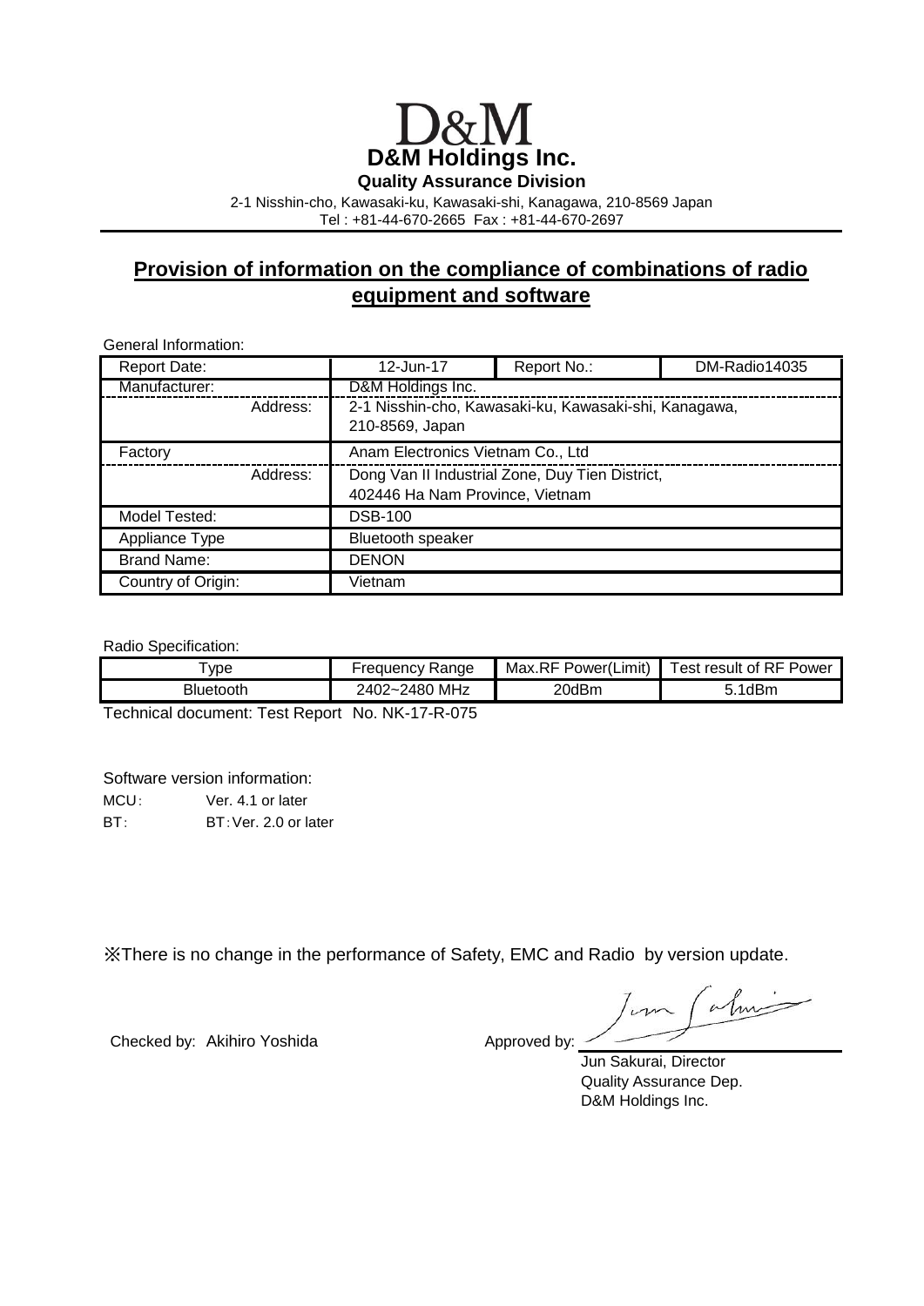D&M

**D&M Holdings Inc.**

**Quality Assurance Division**

2-1 Nisshin-cho, Kawasaki-ku, Kawasaki-shi, Kanagawa, 210-8569 Japan
Tel : +81-44-670-2665 Fax : +81-44-670-2697

## Provision of information on the compliance of combinations of radio equipment and software

General Information:

| | | | |
|---|---|---|---|
| Report Date: | 12-Jun-17 | Report No.: | DM-Radio14035 |
| Manufacturer: | D&M Holdings Inc. | | |
| Address: | 2-1 Nisshin-cho, Kawasaki-ku, Kawasaki-shi, Kanagawa, 210-8569, Japan | | |
| Factory | Anam Electronics Vietnam Co., Ltd | | |
| Address: | Dong Van II Industrial Zone, Duy Tien District, 402446 Ha Nam Province, Vietnam | | |
| Model Tested: | DSB-100 | | |
| Appliance Type | Bluetooth speaker | | |
| Brand Name: | DENON | | |
| Country of Origin: | Vietnam | | |

Radio Specification:

| Type | Frequency Range | Max.RF Power(Limit) | Test result of RF Power |
|---|---|---|---|
| Bluetooth | 2402~2480 MHz | 20dBm | 5.1dBm |

Technical document: Test Report No. NK-17-R-075

Software version information:

MCU: Ver. 4.1 or later

BT: BT:Ver. 2.0 or later

※There is no change in the performance of Safety, EMC and Radio by version update.

Checked by: Akihiro Yoshida

Approved by:

Jun Sakurai, Director
Quality Assurance Dep.
D&M Holdings Inc.